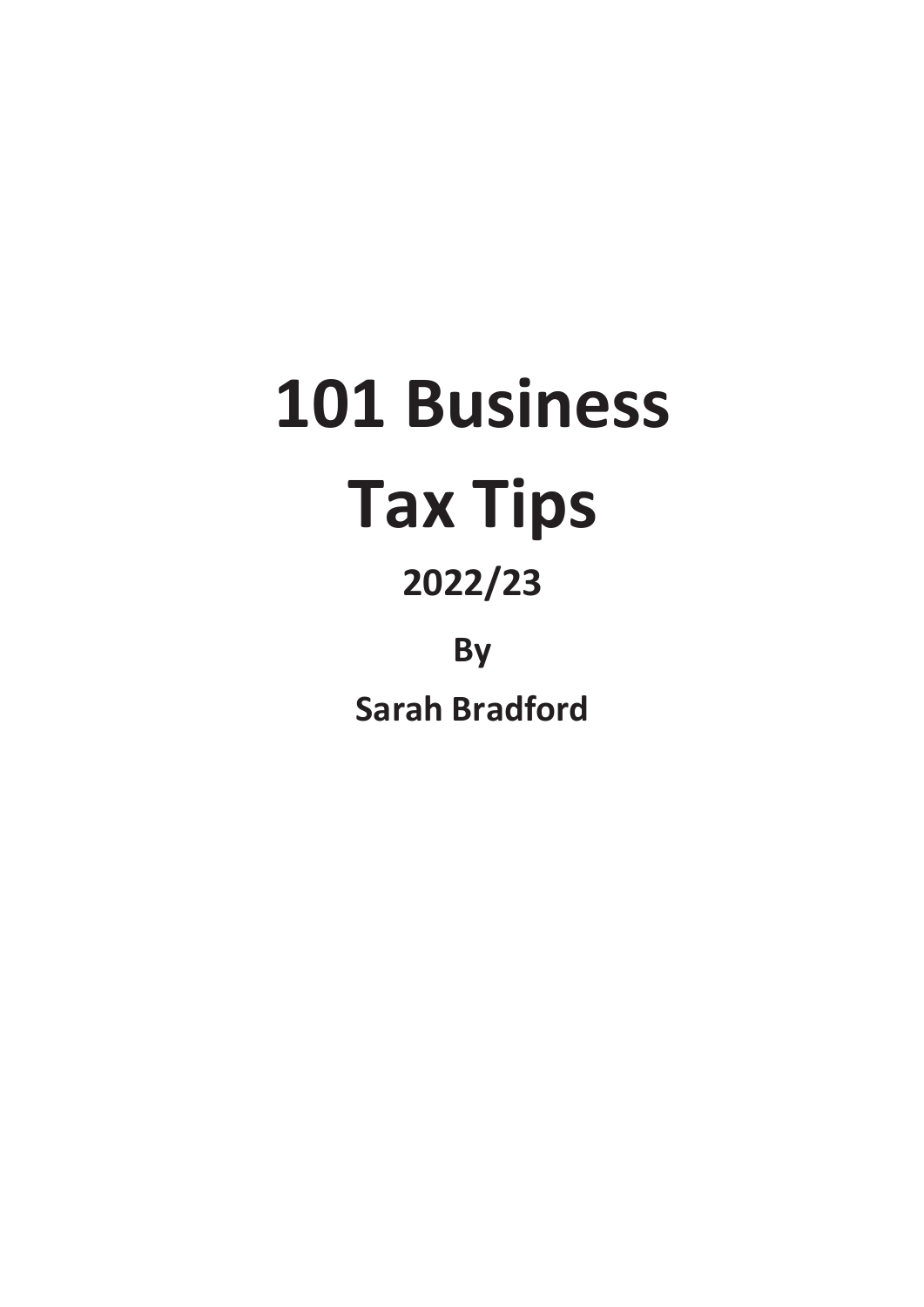# 101 Business Tax Tips

## 2022/23

**By**

**Sarah Bradford**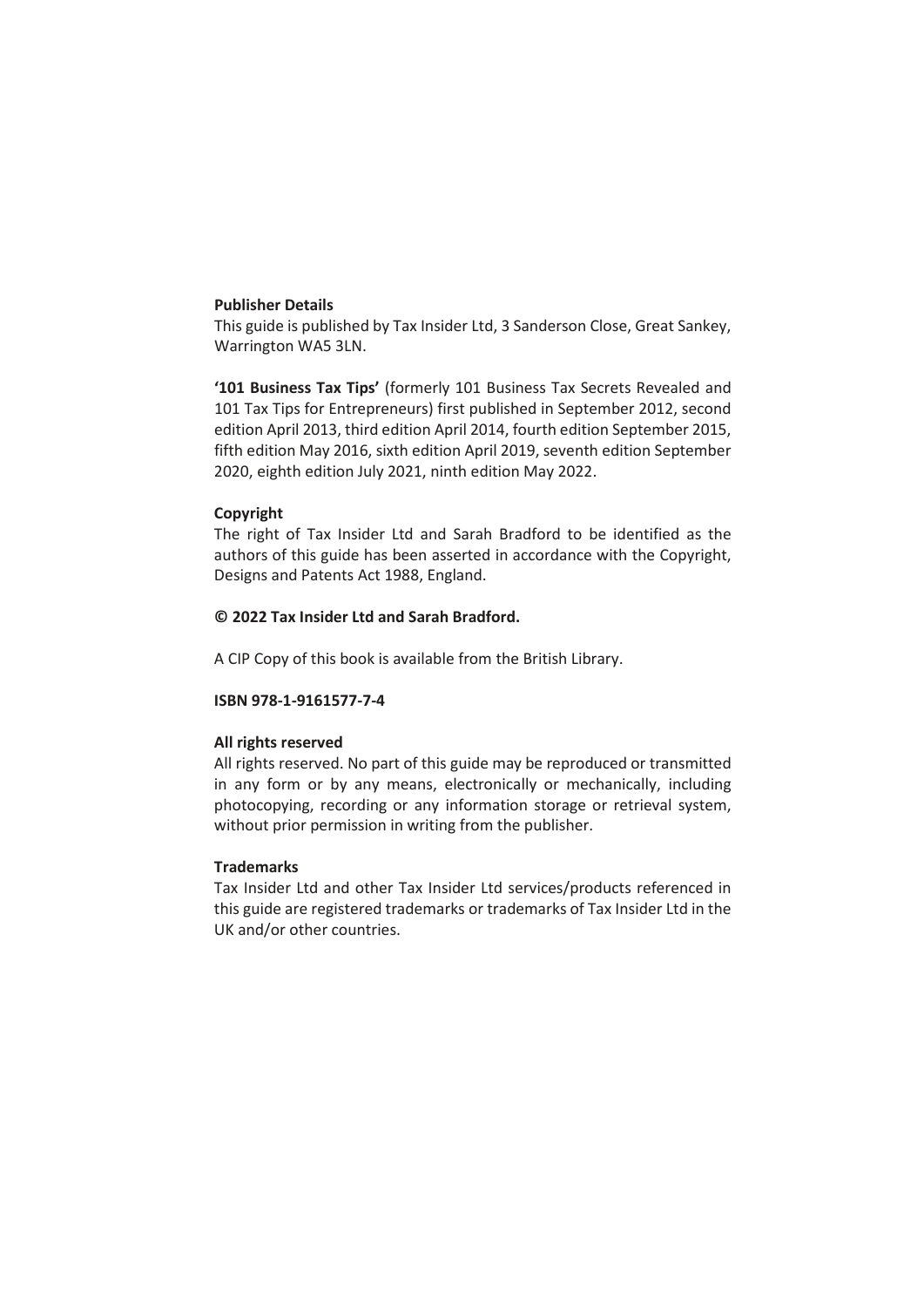**Publisher Details**

This guide is published by Tax Insider Ltd, 3 Sanderson Close, Great Sankey, Warrington WA5 3LN.

**'101 Business Tax Tips'** (formerly 101 Business Tax Secrets Revealed and 101 Tax Tips for Entrepreneurs) first published in September 2012, second edition April 2013, third edition April 2014, fourth edition September 2015, fifth edition May 2016, sixth edition April 2019, seventh edition September 2020, eighth edition July 2021, ninth edition May 2022.

**Copyright**

The right of Tax Insider Ltd and Sarah Bradford to be identified as the authors of this guide has been asserted in accordance with the Copyright, Designs and Patents Act 1988, England.

**© 2022 Tax Insider Ltd and Sarah Bradford.**

A CIP Copy of this book is available from the British Library.

**ISBN 978-1-9161577-7-4**

**All rights reserved**

All rights reserved. No part of this guide may be reproduced or transmitted in any form or by any means, electronically or mechanically, including photocopying, recording or any information storage or retrieval system, without prior permission in writing from the publisher.

**Trademarks**

Tax Insider Ltd and other Tax Insider Ltd services/products referenced in this guide are registered trademarks or trademarks of Tax Insider Ltd in the UK and/or other countries.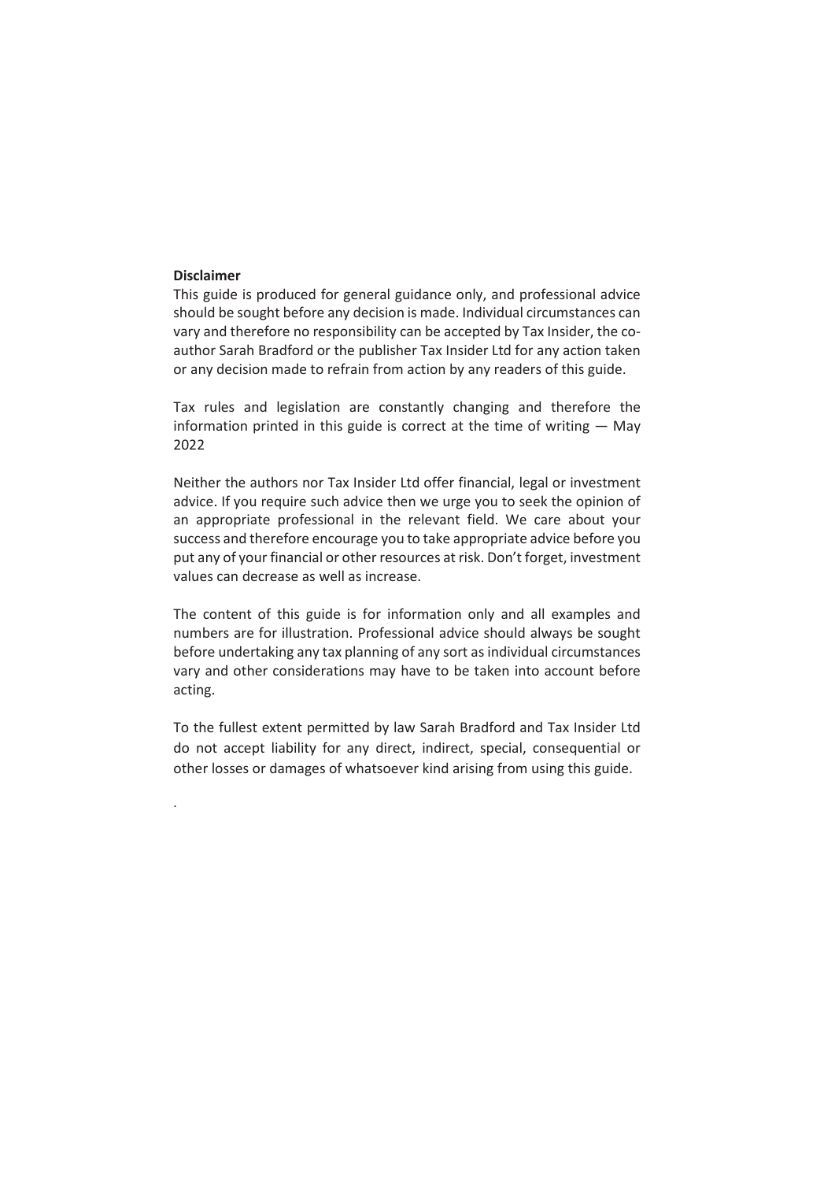**Disclaimer**

This guide is produced for general guidance only, and professional advice should be sought before any decision is made. Individual circumstances can vary and therefore no responsibility can be accepted by Tax Insider, the co-author Sarah Bradford or the publisher Tax Insider Ltd for any action taken or any decision made to refrain from action by any readers of this guide.

Tax rules and legislation are constantly changing and therefore the information printed in this guide is correct at the time of writing — May 2022

Neither the authors nor Tax Insider Ltd offer financial, legal or investment advice. If you require such advice then we urge you to seek the opinion of an appropriate professional in the relevant field. We care about your success and therefore encourage you to take appropriate advice before you put any of your financial or other resources at risk. Don't forget, investment values can decrease as well as increase.

The content of this guide is for information only and all examples and numbers are for illustration. Professional advice should always be sought before undertaking any tax planning of any sort as individual circumstances vary and other considerations may have to be taken into account before acting.

To the fullest extent permitted by law Sarah Bradford and Tax Insider Ltd do not accept liability for any direct, indirect, special, consequential or other losses or damages of whatsoever kind arising from using this guide.

.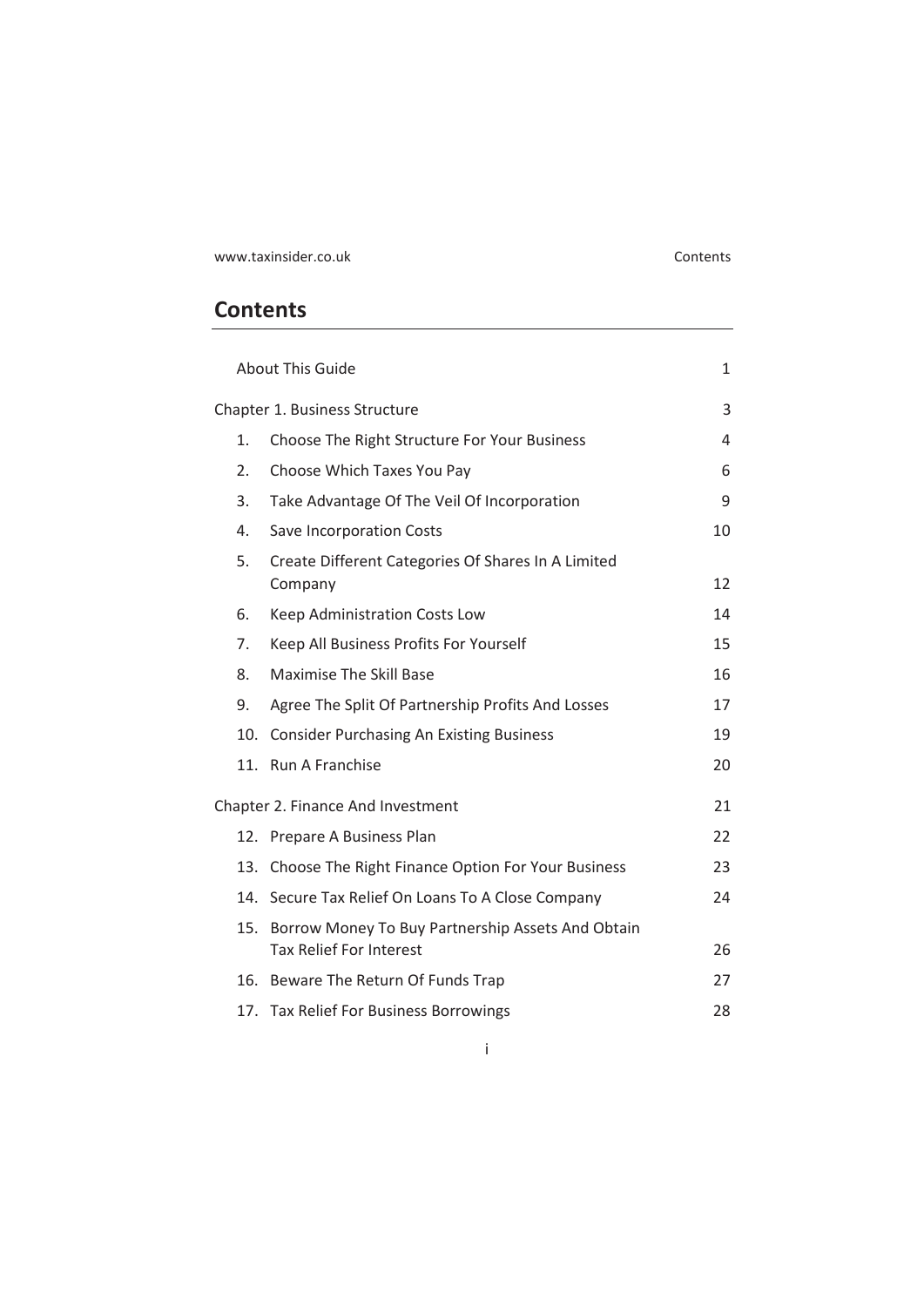## Contents

| | | |
|---|---|---|
| | About This Guide | 1 |
| Chapter 1. Business Structure | | 3 |
| 1. | Choose The Right Structure For Your Business | 4 |
| 2. | Choose Which Taxes You Pay | 6 |
| 3. | Take Advantage Of The Veil Of Incorporation | 9 |
| 4. | Save Incorporation Costs | 10 |
| 5. | Create Different Categories Of Shares In A Limited Company | 12 |
| 6. | Keep Administration Costs Low | 14 |
| 7. | Keep All Business Profits For Yourself | 15 |
| 8. | Maximise The Skill Base | 16 |
| 9. | Agree The Split Of Partnership Profits And Losses | 17 |
| 10. | Consider Purchasing An Existing Business | 19 |
| 11. | Run A Franchise | 20 |
| Chapter 2. Finance And Investment | | 21 |
| 12. | Prepare A Business Plan | 22 |
| 13. | Choose The Right Finance Option For Your Business | 23 |
| 14. | Secure Tax Relief On Loans To A Close Company | 24 |
| 15. | Borrow Money To Buy Partnership Assets And Obtain Tax Relief For Interest | 26 |
| 16. | Beware The Return Of Funds Trap | 27 |
| 17. | Tax Relief For Business Borrowings | 28 |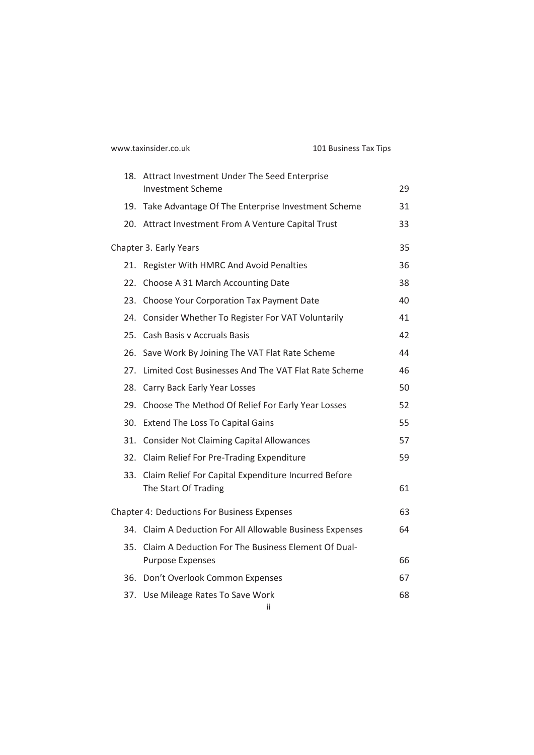| | | |
|---|---|---|
| 18. | Attract Investment Under The Seed Enterprise Investment Scheme | 29 |
| 19. | Take Advantage Of The Enterprise Investment Scheme | 31 |
| 20. | Attract Investment From A Venture Capital Trust | 33 |

Chapter 3. Early Years 35

| | | |
|---|---|---|
| 21. | Register With HMRC And Avoid Penalties | 36 |
| 22. | Choose A 31 March Accounting Date | 38 |
| 23. | Choose Your Corporation Tax Payment Date | 40 |
| 24. | Consider Whether To Register For VAT Voluntarily | 41 |
| 25. | Cash Basis v Accruals Basis | 42 |
| 26. | Save Work By Joining The VAT Flat Rate Scheme | 44 |
| 27. | Limited Cost Businesses And The VAT Flat Rate Scheme | 46 |
| 28. | Carry Back Early Year Losses | 50 |
| 29. | Choose The Method Of Relief For Early Year Losses | 52 |
| 30. | Extend The Loss To Capital Gains | 55 |
| 31. | Consider Not Claiming Capital Allowances | 57 |
| 32. | Claim Relief For Pre-Trading Expenditure | 59 |
| 33. | Claim Relief For Capital Expenditure Incurred Before The Start Of Trading | 61 |

Chapter 4: Deductions For Business Expenses 63

| | | |
|---|---|---|
| 34. | Claim A Deduction For All Allowable Business Expenses | 64 |
| 35. | Claim A Deduction For The Business Element Of Dual-Purpose Expenses | 66 |
| 36. | Don't Overlook Common Expenses | 67 |
| 37. | Use Mileage Rates To Save Work | 68 |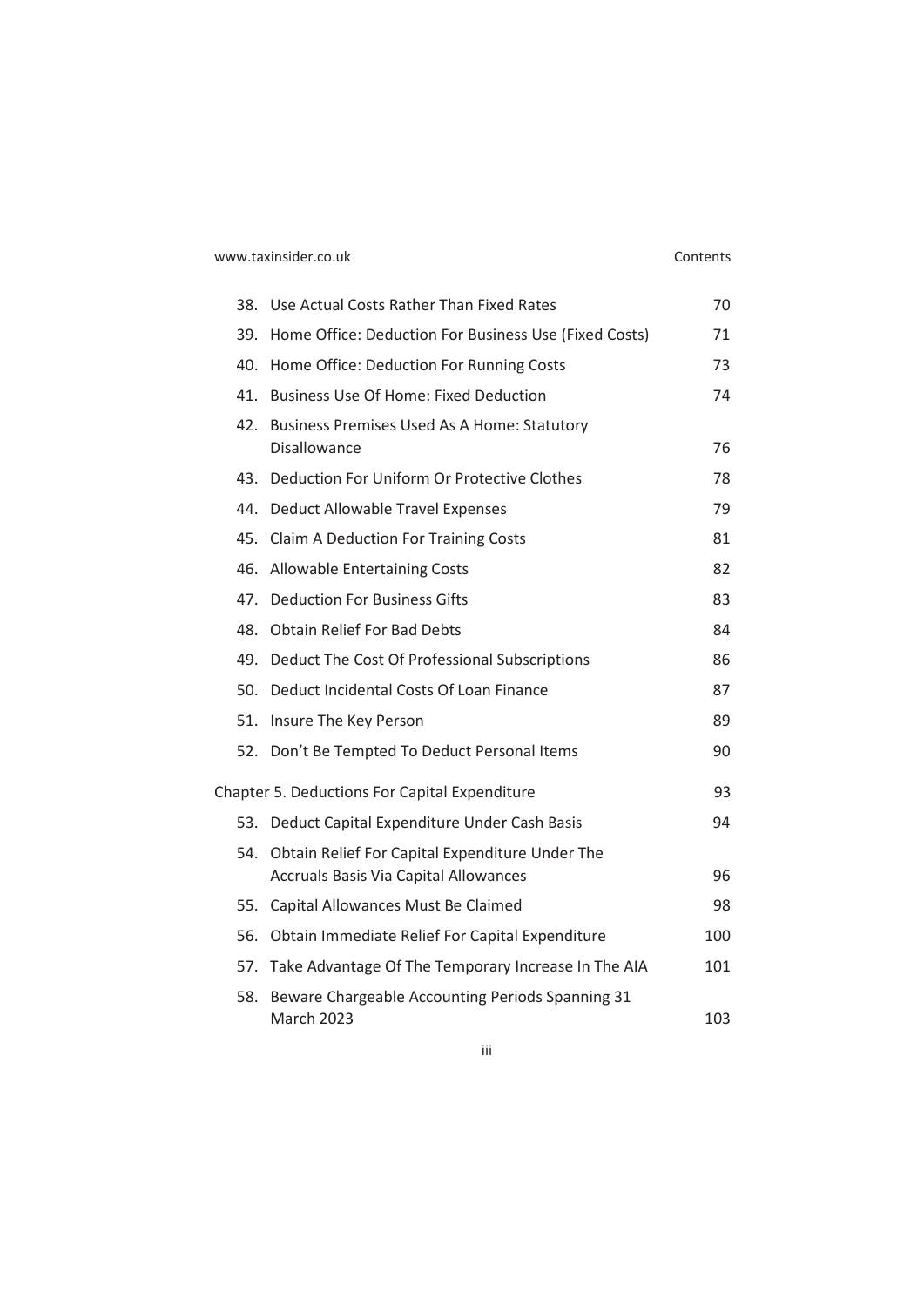| | | |
|---|---|---|
| 38. | Use Actual Costs Rather Than Fixed Rates | 70 |
| 39. | Home Office: Deduction For Business Use (Fixed Costs) | 71 |
| 40. | Home Office: Deduction For Running Costs | 73 |
| 41. | Business Use Of Home: Fixed Deduction | 74 |
| 42. | Business Premises Used As A Home: Statutory Disallowance | 76 |
| 43. | Deduction For Uniform Or Protective Clothes | 78 |
| 44. | Deduct Allowable Travel Expenses | 79 |
| 45. | Claim A Deduction For Training Costs | 81 |
| 46. | Allowable Entertaining Costs | 82 |
| 47. | Deduction For Business Gifts | 83 |
| 48. | Obtain Relief For Bad Debts | 84 |
| 49. | Deduct The Cost Of Professional Subscriptions | 86 |
| 50. | Deduct Incidental Costs Of Loan Finance | 87 |
| 51. | Insure The Key Person | 89 |
| 52. | Don't Be Tempted To Deduct Personal Items | 90 |
| Chapter 5. Deductions For Capital Expenditure | | 93 |
| 53. | Deduct Capital Expenditure Under Cash Basis | 94 |
| 54. | Obtain Relief For Capital Expenditure Under The Accruals Basis Via Capital Allowances | 96 |
| 55. | Capital Allowances Must Be Claimed | 98 |
| 56. | Obtain Immediate Relief For Capital Expenditure | 100 |
| 57. | Take Advantage Of The Temporary Increase In The AIA | 101 |
| 58. | Beware Chargeable Accounting Periods Spanning 31 March 2023 | 103 |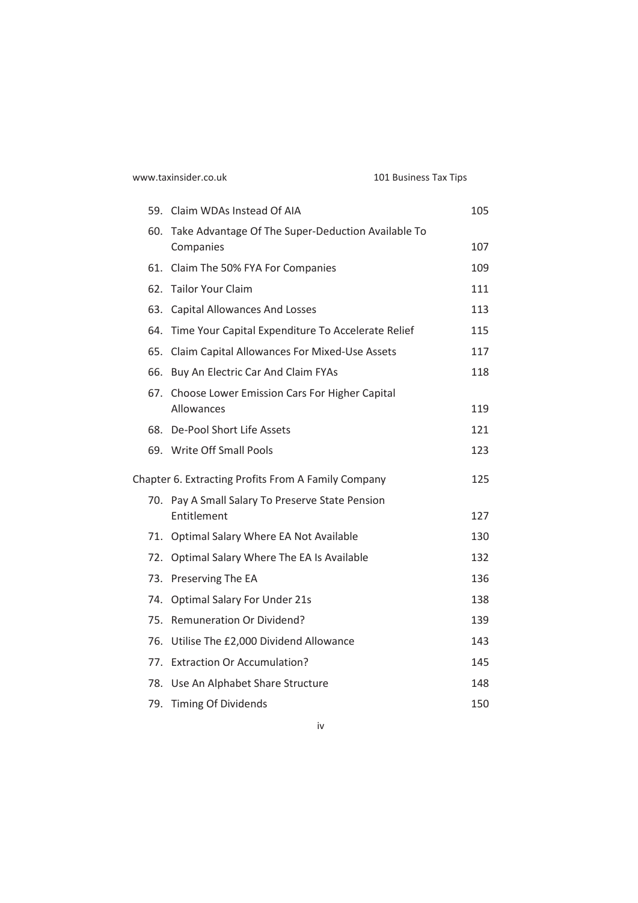| | | |
|---|---|---|
| 59. | Claim WDAs Instead Of AIA | 105 |
| 60. | Take Advantage Of The Super-Deduction Available To Companies | 107 |
| 61. | Claim The 50% FYA For Companies | 109 |
| 62. | Tailor Your Claim | 111 |
| 63. | Capital Allowances And Losses | 113 |
| 64. | Time Your Capital Expenditure To Accelerate Relief | 115 |
| 65. | Claim Capital Allowances For Mixed-Use Assets | 117 |
| 66. | Buy An Electric Car And Claim FYAs | 118 |
| 67. | Choose Lower Emission Cars For Higher Capital Allowances | 119 |
| 68. | De-Pool Short Life Assets | 121 |
| 69. | Write Off Small Pools | 123 |

Chapter 6. Extracting Profits From A Family Company 125

| | | |
|---|---|---|
| 70. | Pay A Small Salary To Preserve State Pension Entitlement | 127 |
| 71. | Optimal Salary Where EA Not Available | 130 |
| 72. | Optimal Salary Where The EA Is Available | 132 |
| 73. | Preserving The EA | 136 |
| 74. | Optimal Salary For Under 21s | 138 |
| 75. | Remuneration Or Dividend? | 139 |
| 76. | Utilise The £2,000 Dividend Allowance | 143 |
| 77. | Extraction Or Accumulation? | 145 |
| 78. | Use An Alphabet Share Structure | 148 |
| 79. | Timing Of Dividends | 150 |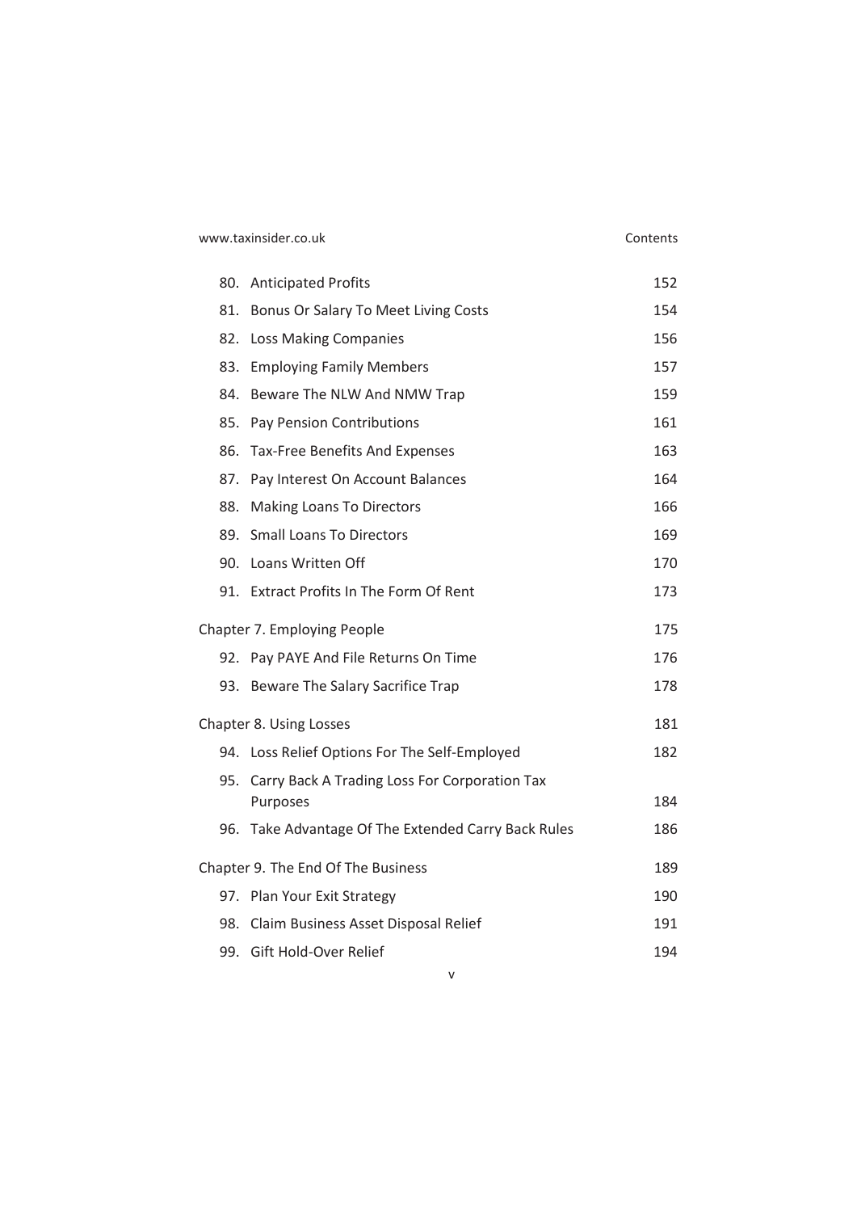| | |
|---|---|
| 80. Anticipated Profits | 152 |
| 81. Bonus Or Salary To Meet Living Costs | 154 |
| 82. Loss Making Companies | 156 |
| 83. Employing Family Members | 157 |
| 84. Beware The NLW And NMW Trap | 159 |
| 85. Pay Pension Contributions | 161 |
| 86. Tax-Free Benefits And Expenses | 163 |
| 87. Pay Interest On Account Balances | 164 |
| 88. Making Loans To Directors | 166 |
| 89. Small Loans To Directors | 169 |
| 90. Loans Written Off | 170 |
| 91. Extract Profits In The Form Of Rent | 173 |
| Chapter 7. Employing People | 175 |
| 92. Pay PAYE And File Returns On Time | 176 |
| 93. Beware The Salary Sacrifice Trap | 178 |
| Chapter 8. Using Losses | 181 |
| 94. Loss Relief Options For The Self-Employed | 182 |
| 95. Carry Back A Trading Loss For Corporation Tax Purposes | 184 |
| 96. Take Advantage Of The Extended Carry Back Rules | 186 |
| Chapter 9. The End Of The Business | 189 |
| 97. Plan Your Exit Strategy | 190 |
| 98. Claim Business Asset Disposal Relief | 191 |
| 99. Gift Hold-Over Relief | 194 |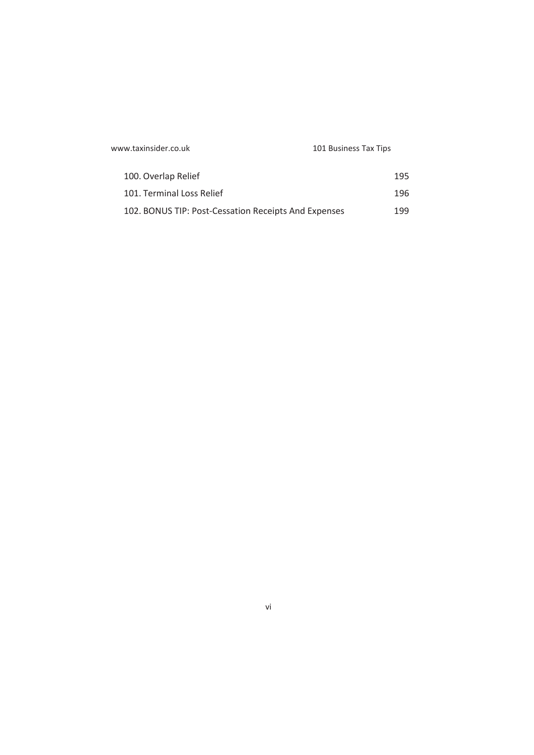| | |
|---|---|
| 100. Overlap Relief | 195 |
| 101. Terminal Loss Relief | 196 |
| 102. BONUS TIP: Post-Cessation Receipts And Expenses | 199 |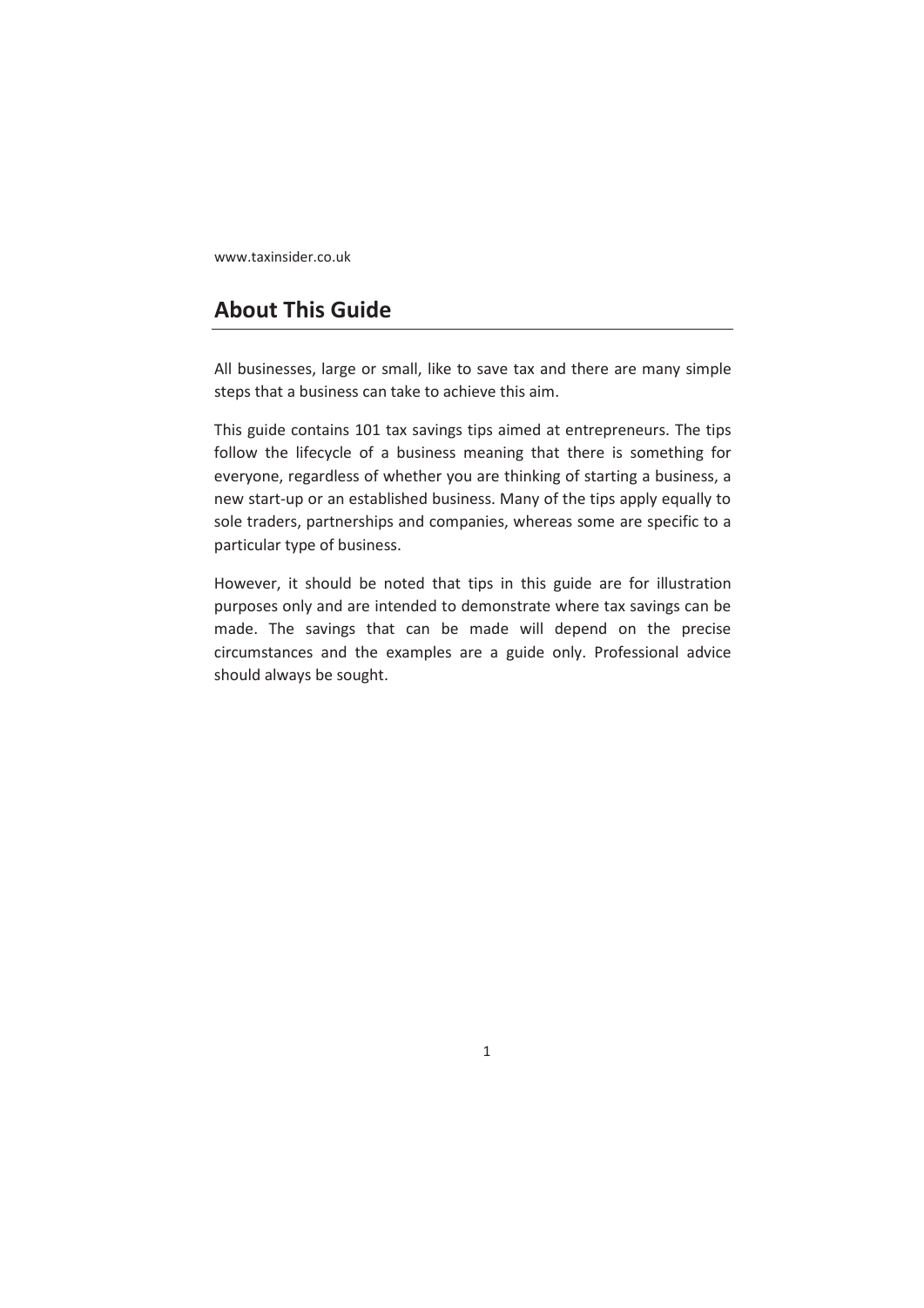## About This Guide

All businesses, large or small, like to save tax and there are many simple steps that a business can take to achieve this aim.

This guide contains 101 tax savings tips aimed at entrepreneurs. The tips follow the lifecycle of a business meaning that there is something for everyone, regardless of whether you are thinking of starting a business, a new start-up or an established business. Many of the tips apply equally to sole traders, partnerships and companies, whereas some are specific to a particular type of business.

However, it should be noted that tips in this guide are for illustration purposes only and are intended to demonstrate where tax savings can be made. The savings that can be made will depend on the precise circumstances and the examples are a guide only. Professional advice should always be sought.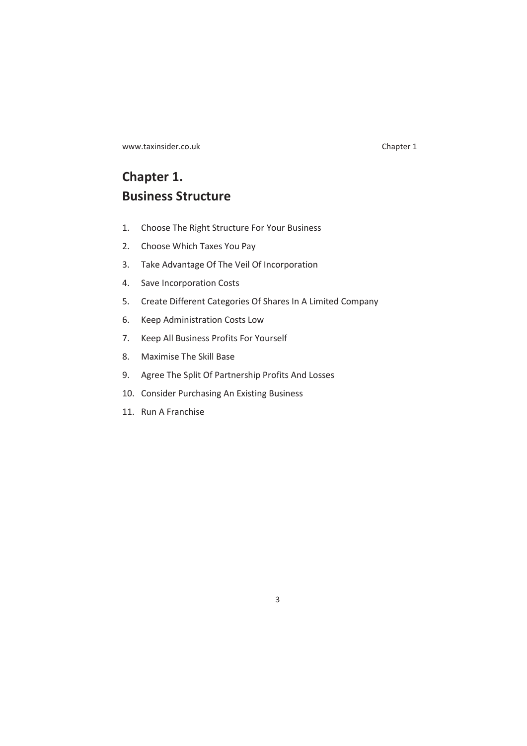# Chapter 1.
# Business Structure

1. Choose The Right Structure For Your Business
2. Choose Which Taxes You Pay
3. Take Advantage Of The Veil Of Incorporation
4. Save Incorporation Costs
5. Create Different Categories Of Shares In A Limited Company
6. Keep Administration Costs Low
7. Keep All Business Profits For Yourself
8. Maximise The Skill Base
9. Agree The Split Of Partnership Profits And Losses
10. Consider Purchasing An Existing Business
11. Run A Franchise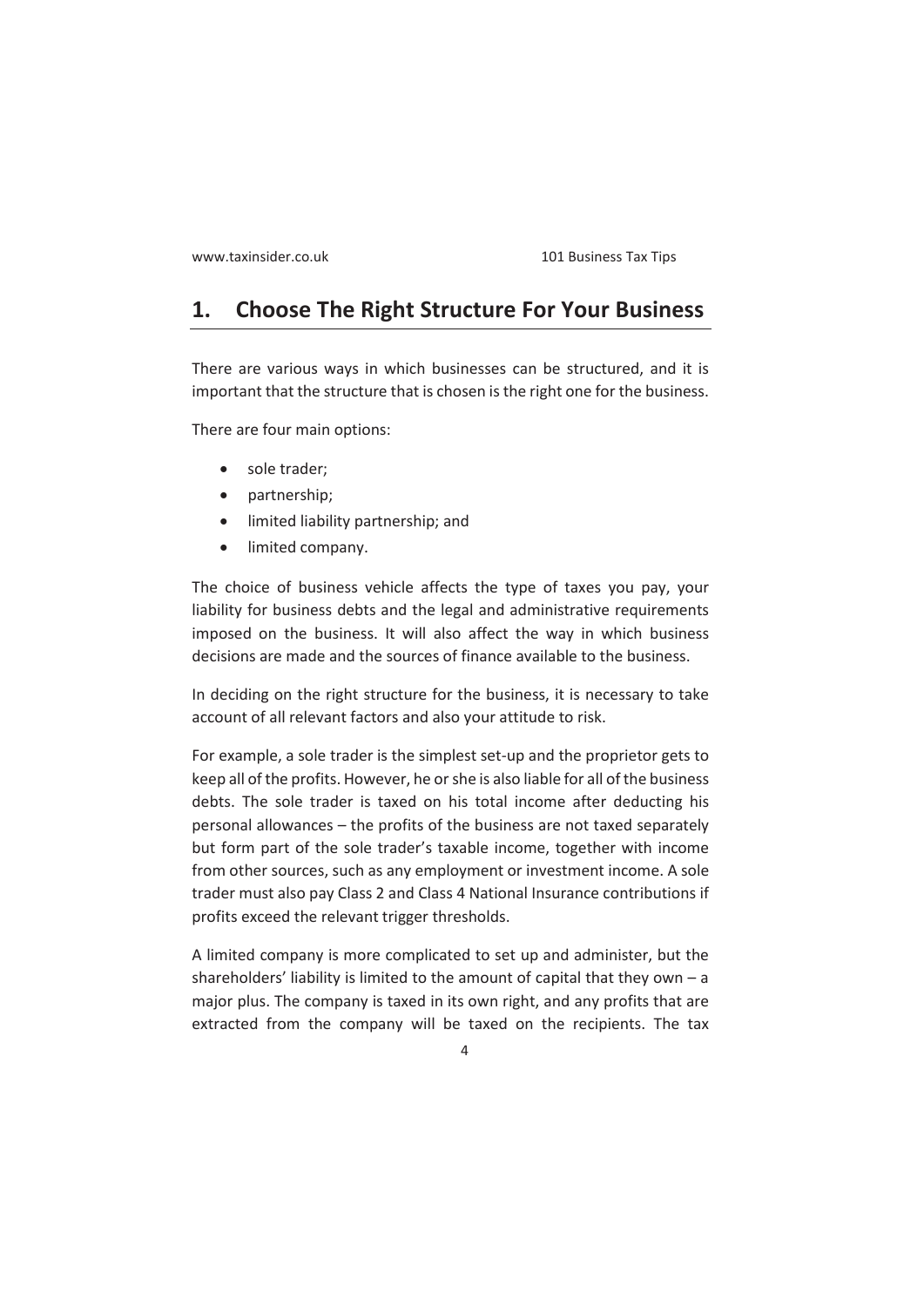## 1. Choose The Right Structure For Your Business

There are various ways in which businesses can be structured, and it is important that the structure that is chosen is the right one for the business.

There are four main options:

- sole trader;
- partnership;
- limited liability partnership; and
- limited company.

The choice of business vehicle affects the type of taxes you pay, your liability for business debts and the legal and administrative requirements imposed on the business. It will also affect the way in which business decisions are made and the sources of finance available to the business.

In deciding on the right structure for the business, it is necessary to take account of all relevant factors and also your attitude to risk.

For example, a sole trader is the simplest set-up and the proprietor gets to keep all of the profits. However, he or she is also liable for all of the business debts. The sole trader is taxed on his total income after deducting his personal allowances – the profits of the business are not taxed separately but form part of the sole trader's taxable income, together with income from other sources, such as any employment or investment income. A sole trader must also pay Class 2 and Class 4 National Insurance contributions if profits exceed the relevant trigger thresholds.

A limited company is more complicated to set up and administer, but the shareholders' liability is limited to the amount of capital that they own – a major plus. The company is taxed in its own right, and any profits that are extracted from the company will be taxed on the recipients. The tax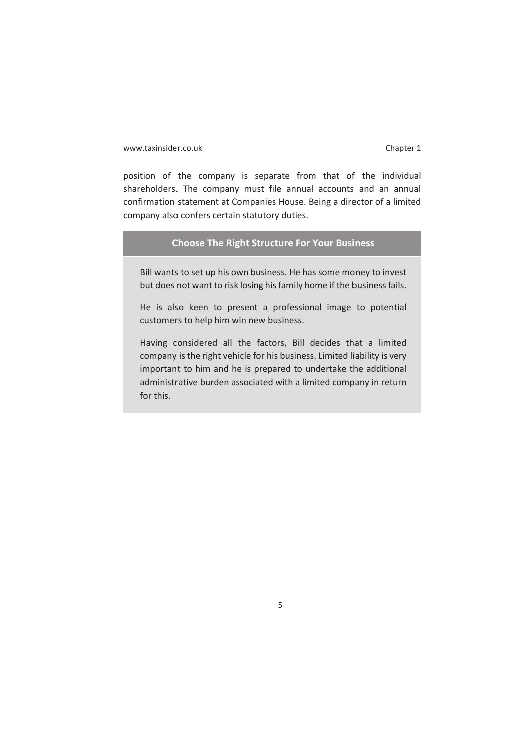position of the company is separate from that of the individual shareholders. The company must file annual accounts and an annual confirmation statement at Companies House. Being a director of a limited company also confers certain statutory duties.

### Choose The Right Structure For Your Business

Bill wants to set up his own business. He has some money to invest but does not want to risk losing his family home if the business fails.

He is also keen to present a professional image to potential customers to help him win new business.

Having considered all the factors, Bill decides that a limited company is the right vehicle for his business. Limited liability is very important to him and he is prepared to undertake the additional administrative burden associated with a limited company in return for this.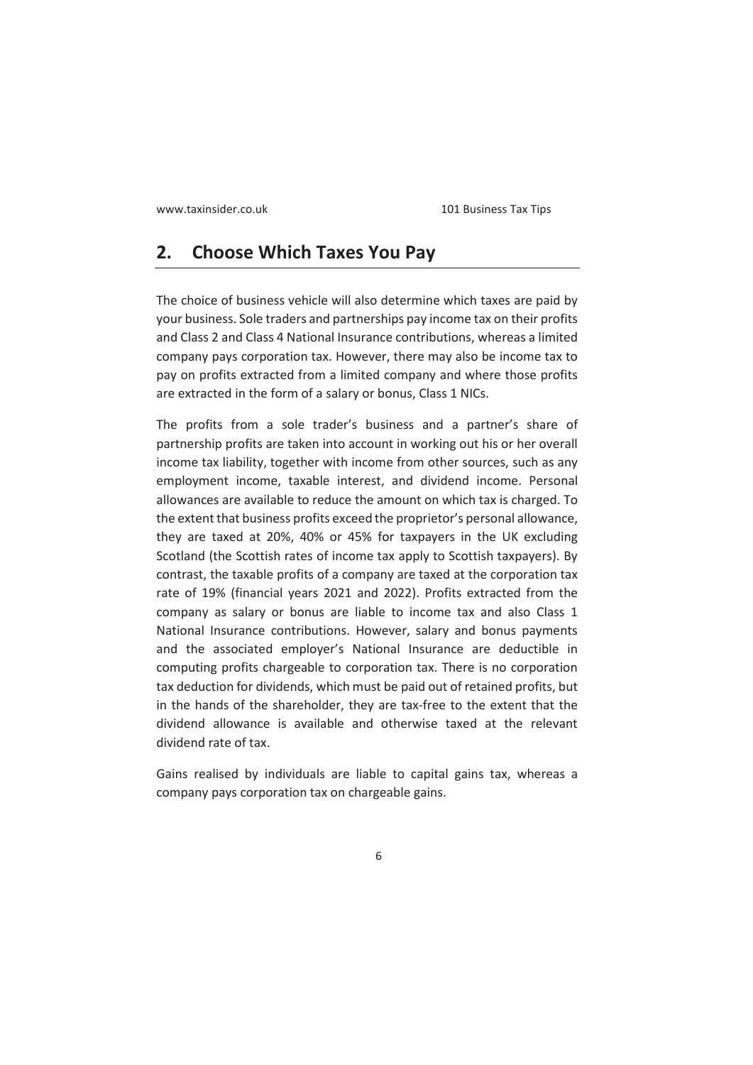## 2. Choose Which Taxes You Pay

The choice of business vehicle will also determine which taxes are paid by your business. Sole traders and partnerships pay income tax on their profits and Class 2 and Class 4 National Insurance contributions, whereas a limited company pays corporation tax. However, there may also be income tax to pay on profits extracted from a limited company and where those profits are extracted in the form of a salary or bonus, Class 1 NICs.

The profits from a sole trader's business and a partner's share of partnership profits are taken into account in working out his or her overall income tax liability, together with income from other sources, such as any employment income, taxable interest, and dividend income. Personal allowances are available to reduce the amount on which tax is charged. To the extent that business profits exceed the proprietor's personal allowance, they are taxed at 20%, 40% or 45% for taxpayers in the UK excluding Scotland (the Scottish rates of income tax apply to Scottish taxpayers). By contrast, the taxable profits of a company are taxed at the corporation tax rate of 19% (financial years 2021 and 2022). Profits extracted from the company as salary or bonus are liable to income tax and also Class 1 National Insurance contributions. However, salary and bonus payments and the associated employer's National Insurance are deductible in computing profits chargeable to corporation tax. There is no corporation tax deduction for dividends, which must be paid out of retained profits, but in the hands of the shareholder, they are tax-free to the extent that the dividend allowance is available and otherwise taxed at the relevant dividend rate of tax.

Gains realised by individuals are liable to capital gains tax, whereas a company pays corporation tax on chargeable gains.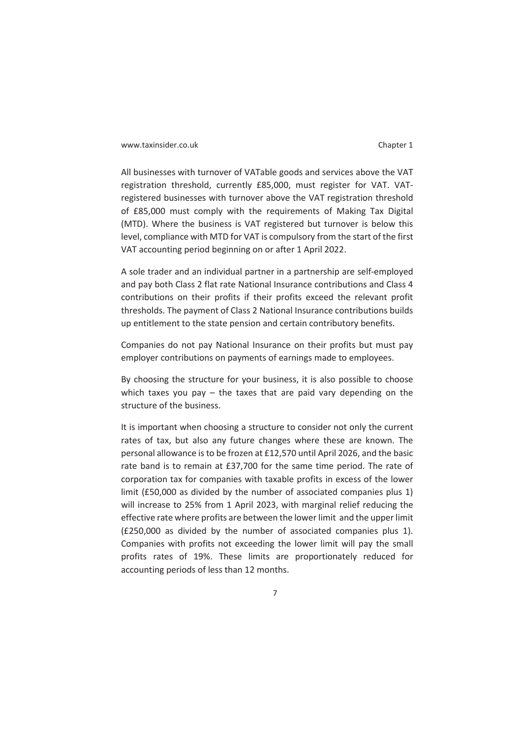All businesses with turnover of VATable goods and services above the VAT registration threshold, currently £85,000, must register for VAT. VAT-registered businesses with turnover above the VAT registration threshold of £85,000 must comply with the requirements of Making Tax Digital (MTD). Where the business is VAT registered but turnover is below this level, compliance with MTD for VAT is compulsory from the start of the first VAT accounting period beginning on or after 1 April 2022.

A sole trader and an individual partner in a partnership are self-employed and pay both Class 2 flat rate National Insurance contributions and Class 4 contributions on their profits if their profits exceed the relevant profit thresholds. The payment of Class 2 National Insurance contributions builds up entitlement to the state pension and certain contributory benefits.

Companies do not pay National Insurance on their profits but must pay employer contributions on payments of earnings made to employees.

By choosing the structure for your business, it is also possible to choose which taxes you pay – the taxes that are paid vary depending on the structure of the business.

It is important when choosing a structure to consider not only the current rates of tax, but also any future changes where these are known. The personal allowance is to be frozen at £12,570 until April 2026, and the basic rate band is to remain at £37,700 for the same time period. The rate of corporation tax for companies with taxable profits in excess of the lower limit (£50,000 as divided by the number of associated companies plus 1) will increase to 25% from 1 April 2023, with marginal relief reducing the effective rate where profits are between the lower limit and the upper limit (£250,000 as divided by the number of associated companies plus 1). Companies with profits not exceeding the lower limit will pay the small profits rates of 19%. These limits are proportionately reduced for accounting periods of less than 12 months.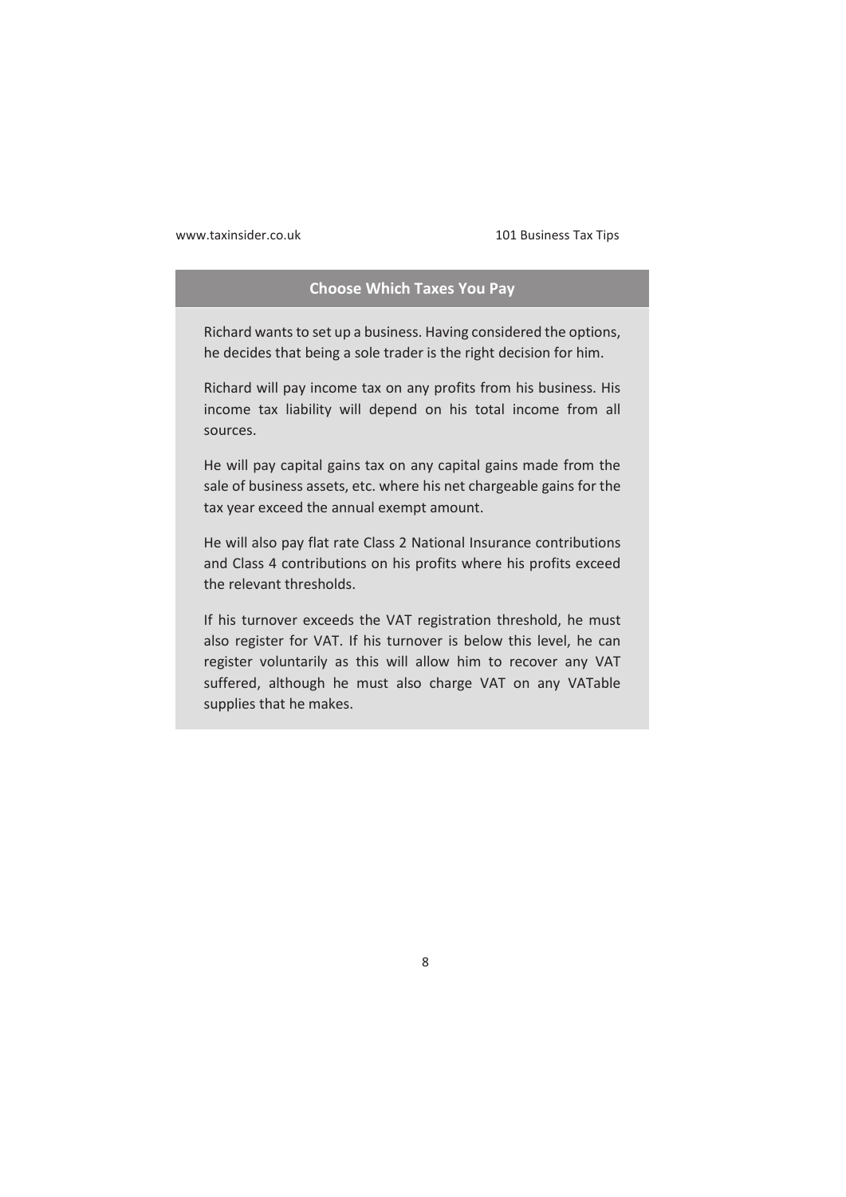## Choose Which Taxes You Pay

Richard wants to set up a business. Having considered the options, he decides that being a sole trader is the right decision for him.

Richard will pay income tax on any profits from his business. His income tax liability will depend on his total income from all sources.

He will pay capital gains tax on any capital gains made from the sale of business assets, etc. where his net chargeable gains for the tax year exceed the annual exempt amount.

He will also pay flat rate Class 2 National Insurance contributions and Class 4 contributions on his profits where his profits exceed the relevant thresholds.

If his turnover exceeds the VAT registration threshold, he must also register for VAT. If his turnover is below this level, he can register voluntarily as this will allow him to recover any VAT suffered, although he must also charge VAT on any VATable supplies that he makes.